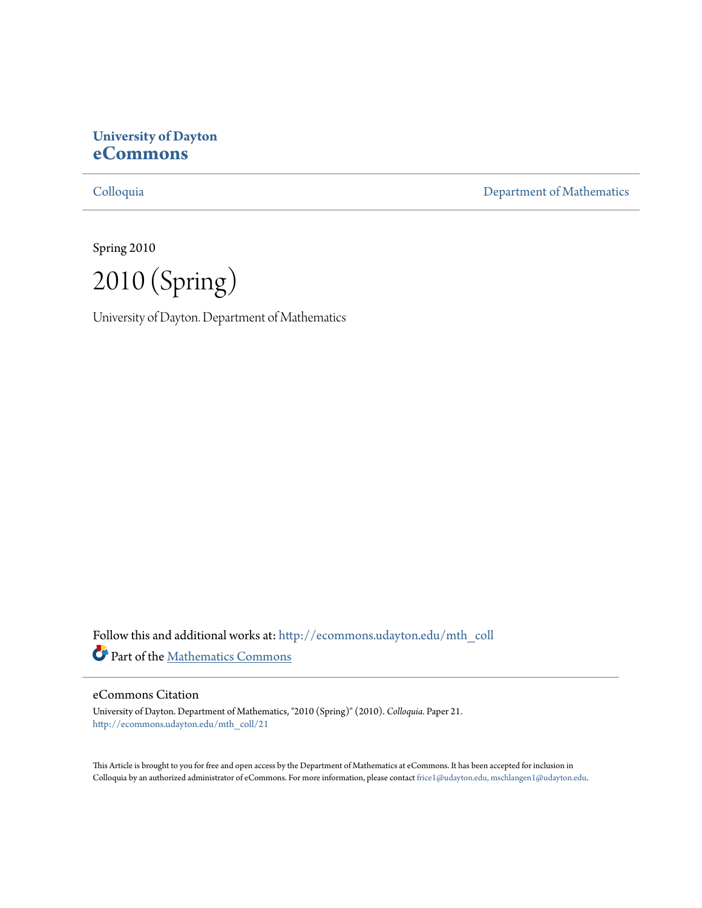**University of Dayton**
**eCommons**

Colloquia | Department of Mathematics

Spring 2010

# 2010 (Spring)

University of Dayton. Department of Mathematics

Follow this and additional works at: http://ecommons.udayton.edu/mth_coll

Part of the Mathematics Commons

## eCommons Citation

University of Dayton. Department of Mathematics, "2010 (Spring)" (2010). *Colloquia.* Paper 21.
http://ecommons.udayton.edu/mth_coll/21

This Article is brought to you for free and open access by the Department of Mathematics at eCommons. It has been accepted for inclusion in Colloquia by an authorized administrator of eCommons. For more information, please contact frice1@udayton.edu, mschlangen1@udayton.edu.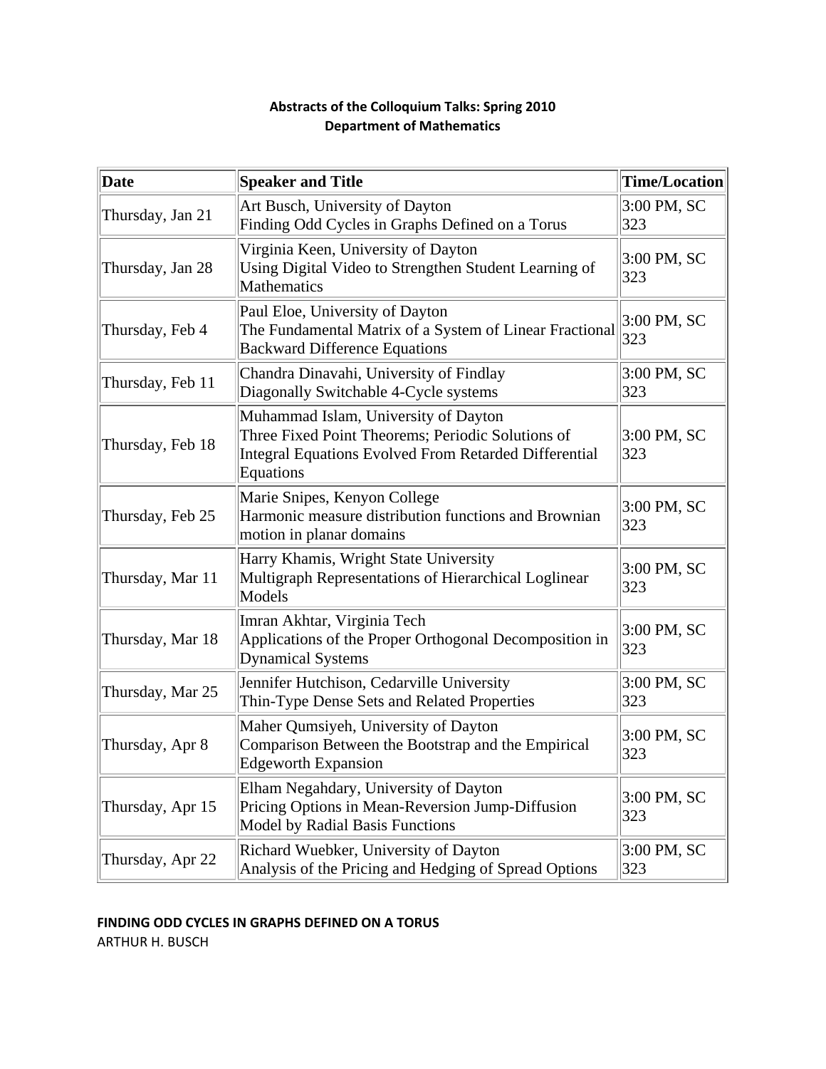**Abstracts of the Colloquium Talks: Spring 2010**
**Department of Mathematics**

| Date | Speaker and Title | Time/Location |
|---|---|---|
| Thursday, Jan 21 | Art Busch, University of Dayton<br>Finding Odd Cycles in Graphs Defined on a Torus | 3:00 PM, SC 323 |
| Thursday, Jan 28 | Virginia Keen, University of Dayton<br>Using Digital Video to Strengthen Student Learning of Mathematics | 3:00 PM, SC 323 |
| Thursday, Feb 4 | Paul Eloe, University of Dayton<br>The Fundamental Matrix of a System of Linear Fractional Backward Difference Equations | 3:00 PM, SC 323 |
| Thursday, Feb 11 | Chandra Dinavahi, University of Findlay<br>Diagonally Switchable 4-Cycle systems | 3:00 PM, SC 323 |
| Thursday, Feb 18 | Muhammad Islam, University of Dayton<br>Three Fixed Point Theorems; Periodic Solutions of Integral Equations Evolved From Retarded Differential Equations | 3:00 PM, SC 323 |
| Thursday, Feb 25 | Marie Snipes, Kenyon College<br>Harmonic measure distribution functions and Brownian motion in planar domains | 3:00 PM, SC 323 |
| Thursday, Mar 11 | Harry Khamis, Wright State University<br>Multigraph Representations of Hierarchical Loglinear Models | 3:00 PM, SC 323 |
| Thursday, Mar 18 | Imran Akhtar, Virginia Tech<br>Applications of the Proper Orthogonal Decomposition in Dynamical Systems | 3:00 PM, SC 323 |
| Thursday, Mar 25 | Jennifer Hutchison, Cedarville University<br>Thin-Type Dense Sets and Related Properties | 3:00 PM, SC 323 |
| Thursday, Apr 8 | Maher Qumsiyeh, University of Dayton<br>Comparison Between the Bootstrap and the Empirical Edgeworth Expansion | 3:00 PM, SC 323 |
| Thursday, Apr 15 | Elham Negahdary, University of Dayton<br>Pricing Options in Mean-Reversion Jump-Diffusion Model by Radial Basis Functions | 3:00 PM, SC 323 |
| Thursday, Apr 22 | Richard Wuebker, University of Dayton<br>Analysis of the Pricing and Hedging of Spread Options | 3:00 PM, SC 323 |

**FINDING ODD CYCLES IN GRAPHS DEFINED ON A TORUS**

ARTHUR H. BUSCH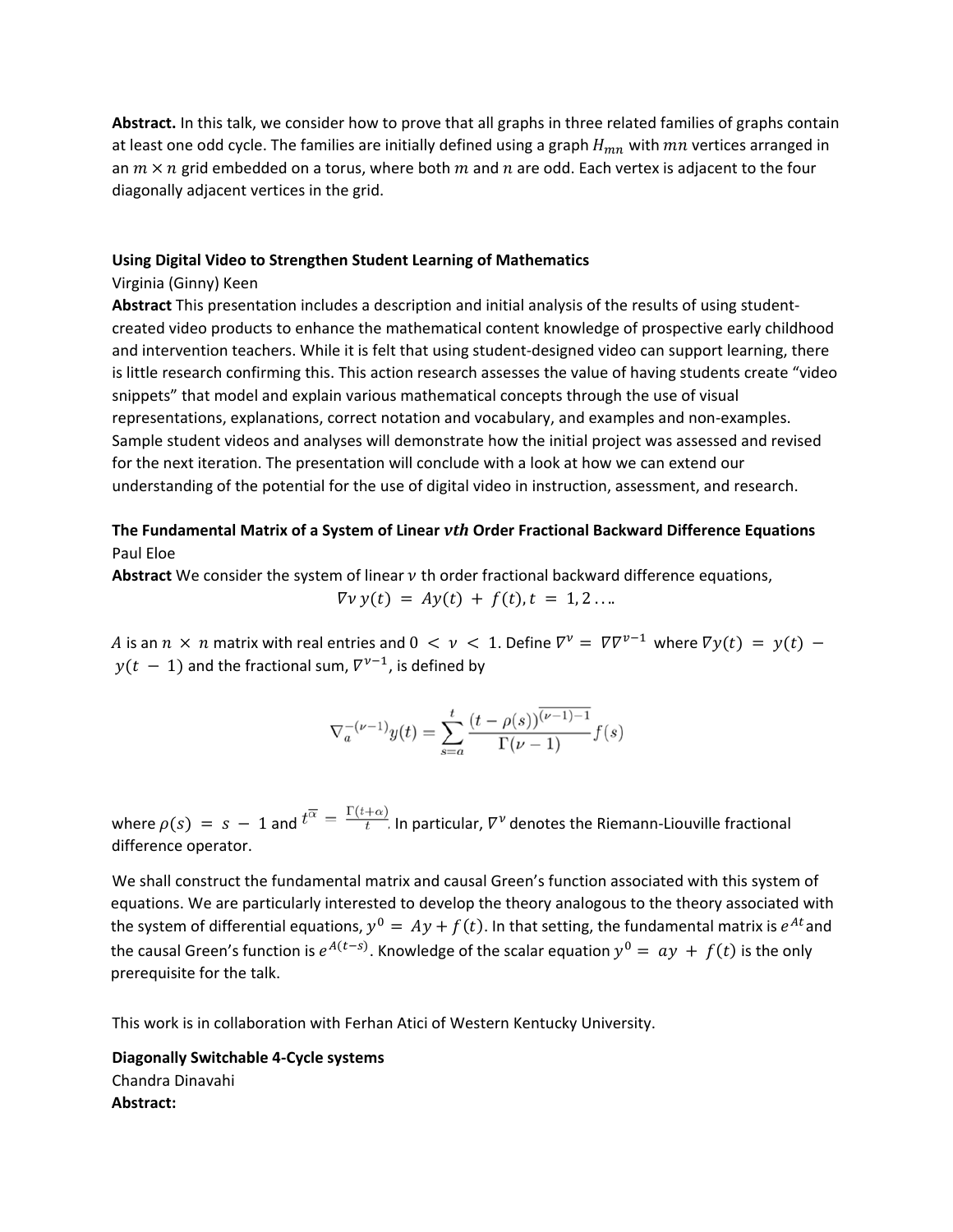**Abstract.** In this talk, we consider how to prove that all graphs in three related families of graphs contain at least one odd cycle. The families are initially defined using a graph $H_{mn}$ with $mn$ vertices arranged in an $m \times n$ grid embedded on a torus, where both $m$ and $n$ are odd. Each vertex is adjacent to the four diagonally adjacent vertices in the grid.

**Using Digital Video to Strengthen Student Learning of Mathematics**
Virginia (Ginny) Keen
**Abstract** This presentation includes a description and initial analysis of the results of using student-created video products to enhance the mathematical content knowledge of prospective early childhood and intervention teachers. While it is felt that using student-designed video can support learning, there is little research confirming this. This action research assesses the value of having students create "video snippets" that model and explain various mathematical concepts through the use of visual representations, explanations, correct notation and vocabulary, and examples and non-examples. Sample student videos and analyses will demonstrate how the initial project was assessed and revised for the next iteration. The presentation will conclude with a look at how we can extend our understanding of the potential for the use of digital video in instruction, assessment, and research.

**The Fundamental Matrix of a System of Linear $\boldsymbol{vth}$ Order Fractional Backward Difference Equations**
Paul Eloe
**Abstract** We consider the system of linear $\nu$ th order fractional backward difference equations,

$$\nabla \nu\, y(t) = Ay(t) + f(t), t = 1, 2 \ldots.$$

$A$ is an $n \times n$ matrix with real entries and $0 < \nu < 1$. Define $\nabla^{\nu} = \nabla\nabla^{\nu-1}$ where $\nabla y(t) = y(t) - y(t-1)$ and the fractional sum, $\nabla^{\nu-1}$, is defined by

$$\nabla_a^{-(\nu-1)} y(t) = \sum_{s=a}^{t} \frac{(t-\rho(s))^{\overline{(\nu-1)-1}}}{\Gamma(\nu-1)} f(s)$$

where $\rho(s) = s - 1$ and $t^{\overline{\alpha}} = \frac{\Gamma(t+\alpha)}{t}$. In particular, $\nabla^{\nu}$ denotes the Riemann-Liouville fractional difference operator.

We shall construct the fundamental matrix and causal Green's function associated with this system of equations. We are particularly interested to develop the theory analogous to the theory associated with the system of differential equations, $y^0 = Ay + f(t)$. In that setting, the fundamental matrix is $e^{At}$ and the causal Green's function is $e^{A(t-s)}$. Knowledge of the scalar equation $y^0 = ay + f(t)$ is the only prerequisite for the talk.

This work is in collaboration with Ferhan Atici of Western Kentucky University.

**Diagonally Switchable 4-Cycle systems**
Chandra Dinavahi
**Abstract:**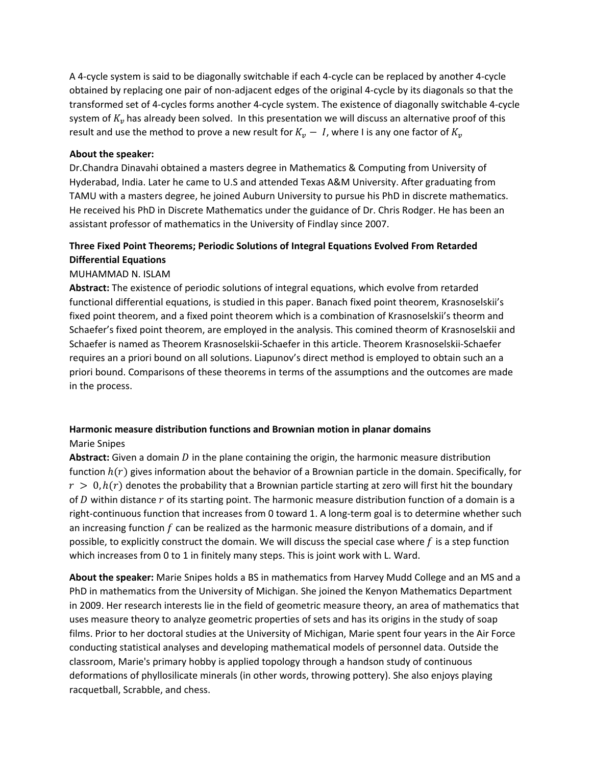A 4-cycle system is said to be diagonally switchable if each 4-cycle can be replaced by another 4-cycle obtained by replacing one pair of non-adjacent edges of the original 4-cycle by its diagonals so that the transformed set of 4-cycles forms another 4-cycle system. The existence of diagonally switchable 4-cycle system of $K_v$ has already been solved. In this presentation we will discuss an alternative proof of this result and use the method to prove a new result for $K_v - I$, where I is any one factor of $K_v$

**About the speaker:**
Dr.Chandra Dinavahi obtained a masters degree in Mathematics & Computing from University of Hyderabad, India. Later he came to U.S and attended Texas A&M University. After graduating from TAMU with a masters degree, he joined Auburn University to pursue his PhD in discrete mathematics. He received his PhD in Discrete Mathematics under the guidance of Dr. Chris Rodger. He has been an assistant professor of mathematics in the University of Findlay since 2007.

**Three Fixed Point Theorems; Periodic Solutions of Integral Equations Evolved From Retarded Differential Equations**
MUHAMMAD N. ISLAM
**Abstract:** The existence of periodic solutions of integral equations, which evolve from retarded functional differential equations, is studied in this paper. Banach fixed point theorem, Krasnoselskii's fixed point theorem, and a fixed point theorem which is a combination of Krasnoselskii's theorm and Schaefer's fixed point theorem, are employed in the analysis. This comined theorm of Krasnoselskii and Schaefer is named as Theorem Krasnoselskii-Schaefer in this article. Theorem Krasnoselskii-Schaefer requires an a priori bound on all solutions. Liapunov's direct method is employed to obtain such an a priori bound. Comparisons of these theorems in terms of the assumptions and the outcomes are made in the process.

**Harmonic measure distribution functions and Brownian motion in planar domains**
Marie Snipes
**Abstract:** Given a domain $D$ in the plane containing the origin, the harmonic measure distribution function $h(r)$ gives information about the behavior of a Brownian particle in the domain. Specifically, for $r > 0, h(r)$ denotes the probability that a Brownian particle starting at zero will first hit the boundary of $D$ within distance $r$ of its starting point. The harmonic measure distribution function of a domain is a right-continuous function that increases from 0 toward 1. A long-term goal is to determine whether such an increasing function $f$ can be realized as the harmonic measure distributions of a domain, and if possible, to explicitly construct the domain. We will discuss the special case where $f$ is a step function which increases from 0 to 1 in finitely many steps. This is joint work with L. Ward.

**About the speaker:** Marie Snipes holds a BS in mathematics from Harvey Mudd College and an MS and a PhD in mathematics from the University of Michigan. She joined the Kenyon Mathematics Department in 2009. Her research interests lie in the field of geometric measure theory, an area of mathematics that uses measure theory to analyze geometric properties of sets and has its origins in the study of soap films. Prior to her doctoral studies at the University of Michigan, Marie spent four years in the Air Force conducting statistical analyses and developing mathematical models of personnel data. Outside the classroom, Marie's primary hobby is applied topology through a handson study of continuous deformations of phyllosilicate minerals (in other words, throwing pottery). She also enjoys playing racquetball, Scrabble, and chess.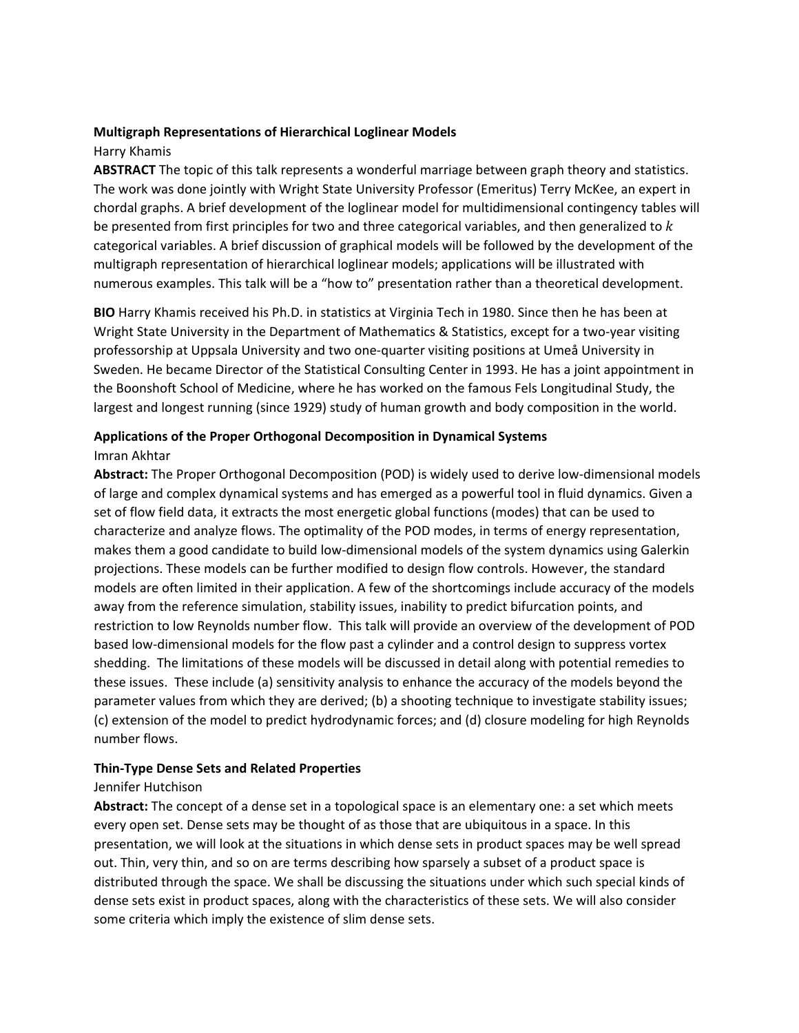**Multigraph Representations of Hierarchical Loglinear Models**

Harry Khamis

**ABSTRACT** The topic of this talk represents a wonderful marriage between graph theory and statistics. The work was done jointly with Wright State University Professor (Emeritus) Terry McKee, an expert in chordal graphs. A brief development of the loglinear model for multidimensional contingency tables will be presented from first principles for two and three categorical variables, and then generalized to $k$ categorical variables. A brief discussion of graphical models will be followed by the development of the multigraph representation of hierarchical loglinear models; applications will be illustrated with numerous examples. This talk will be a "how to" presentation rather than a theoretical development.

**BIO** Harry Khamis received his Ph.D. in statistics at Virginia Tech in 1980. Since then he has been at Wright State University in the Department of Mathematics & Statistics, except for a two-year visiting professorship at Uppsala University and two one-quarter visiting positions at Umeå University in Sweden. He became Director of the Statistical Consulting Center in 1993. He has a joint appointment in the Boonshoft School of Medicine, where he has worked on the famous Fels Longitudinal Study, the largest and longest running (since 1929) study of human growth and body composition in the world.

**Applications of the Proper Orthogonal Decomposition in Dynamical Systems**

Imran Akhtar

**Abstract:** The Proper Orthogonal Decomposition (POD) is widely used to derive low-dimensional models of large and complex dynamical systems and has emerged as a powerful tool in fluid dynamics. Given a set of flow field data, it extracts the most energetic global functions (modes) that can be used to characterize and analyze flows. The optimality of the POD modes, in terms of energy representation, makes them a good candidate to build low-dimensional models of the system dynamics using Galerkin projections. These models can be further modified to design flow controls. However, the standard models are often limited in their application. A few of the shortcomings include accuracy of the models away from the reference simulation, stability issues, inability to predict bifurcation points, and restriction to low Reynolds number flow. This talk will provide an overview of the development of POD based low-dimensional models for the flow past a cylinder and a control design to suppress vortex shedding. The limitations of these models will be discussed in detail along with potential remedies to these issues. These include (a) sensitivity analysis to enhance the accuracy of the models beyond the parameter values from which they are derived; (b) a shooting technique to investigate stability issues; (c) extension of the model to predict hydrodynamic forces; and (d) closure modeling for high Reynolds number flows.

**Thin-Type Dense Sets and Related Properties**

Jennifer Hutchison

**Abstract:** The concept of a dense set in a topological space is an elementary one: a set which meets every open set. Dense sets may be thought of as those that are ubiquitous in a space. In this presentation, we will look at the situations in which dense sets in product spaces may be well spread out. Thin, very thin, and so on are terms describing how sparsely a subset of a product space is distributed through the space. We shall be discussing the situations under which such special kinds of dense sets exist in product spaces, along with the characteristics of these sets. We will also consider some criteria which imply the existence of slim dense sets.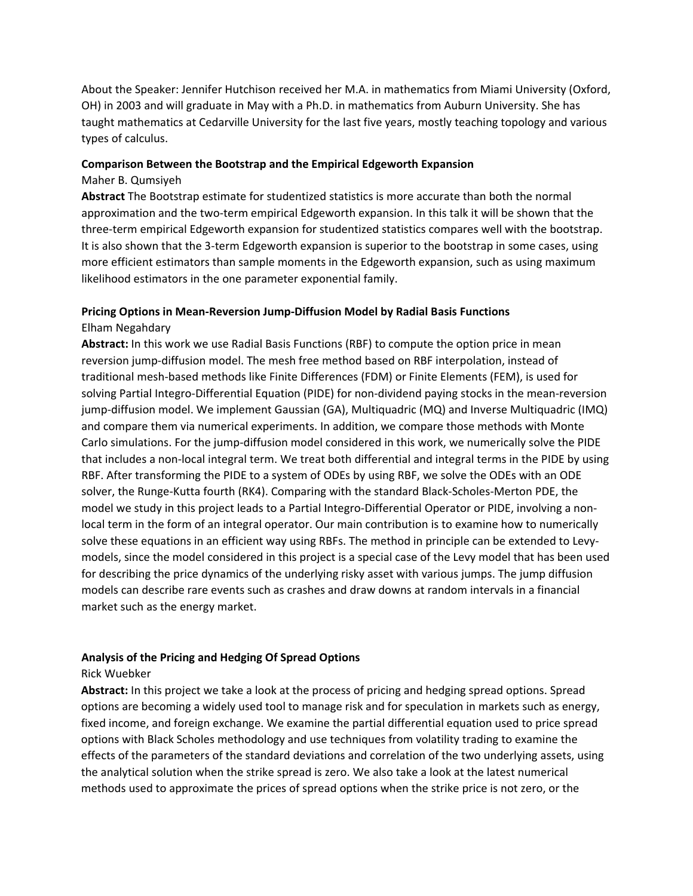About the Speaker: Jennifer Hutchison received her M.A. in mathematics from Miami University (Oxford, OH) in 2003 and will graduate in May with a Ph.D. in mathematics from Auburn University. She has taught mathematics at Cedarville University for the last five years, mostly teaching topology and various types of calculus.

**Comparison Between the Bootstrap and the Empirical Edgeworth Expansion**

Maher B. Qumsiyeh

**Abstract** The Bootstrap estimate for studentized statistics is more accurate than both the normal approximation and the two-term empirical Edgeworth expansion. In this talk it will be shown that the three-term empirical Edgeworth expansion for studentized statistics compares well with the bootstrap. It is also shown that the 3-term Edgeworth expansion is superior to the bootstrap in some cases, using more efficient estimators than sample moments in the Edgeworth expansion, such as using maximum likelihood estimators in the one parameter exponential family.

**Pricing Options in Mean-Reversion Jump-Diffusion Model by Radial Basis Functions**

Elham Negahdary

**Abstract:** In this work we use Radial Basis Functions (RBF) to compute the option price in mean reversion jump-diffusion model. The mesh free method based on RBF interpolation, instead of traditional mesh-based methods like Finite Differences (FDM) or Finite Elements (FEM), is used for solving Partial Integro-Differential Equation (PIDE) for non-dividend paying stocks in the mean-reversion jump-diffusion model. We implement Gaussian (GA), Multiquadric (MQ) and Inverse Multiquadric (IMQ) and compare them via numerical experiments. In addition, we compare those methods with Monte Carlo simulations. For the jump-diffusion model considered in this work, we numerically solve the PIDE that includes a non-local integral term. We treat both differential and integral terms in the PIDE by using RBF. After transforming the PIDE to a system of ODEs by using RBF, we solve the ODEs with an ODE solver, the Runge-Kutta fourth (RK4). Comparing with the standard Black-Scholes-Merton PDE, the model we study in this project leads to a Partial Integro-Differential Operator or PIDE, involving a non-local term in the form of an integral operator. Our main contribution is to examine how to numerically solve these equations in an efficient way using RBFs. The method in principle can be extended to Levy-models, since the model considered in this project is a special case of the Levy model that has been used for describing the price dynamics of the underlying risky asset with various jumps. The jump diffusion models can describe rare events such as crashes and draw downs at random intervals in a financial market such as the energy market.

**Analysis of the Pricing and Hedging Of Spread Options**

Rick Wuebker

**Abstract:** In this project we take a look at the process of pricing and hedging spread options. Spread options are becoming a widely used tool to manage risk and for speculation in markets such as energy, fixed income, and foreign exchange. We examine the partial differential equation used to price spread options with Black Scholes methodology and use techniques from volatility trading to examine the effects of the parameters of the standard deviations and correlation of the two underlying assets, using the analytical solution when the strike spread is zero. We also take a look at the latest numerical methods used to approximate the prices of spread options when the strike price is not zero, or the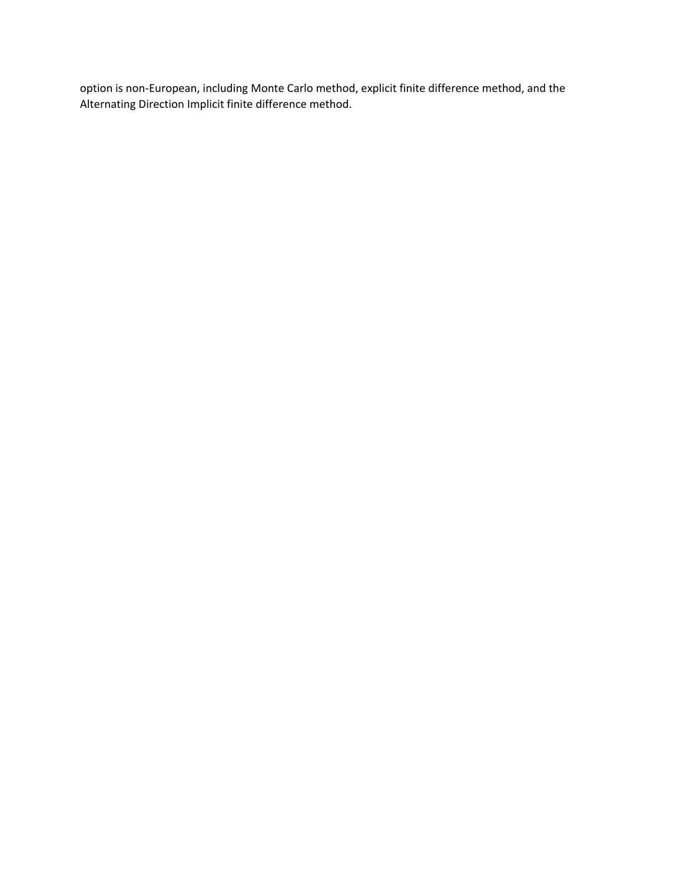option is non-European, including Monte Carlo method, explicit finite difference method, and the Alternating Direction Implicit finite difference method.